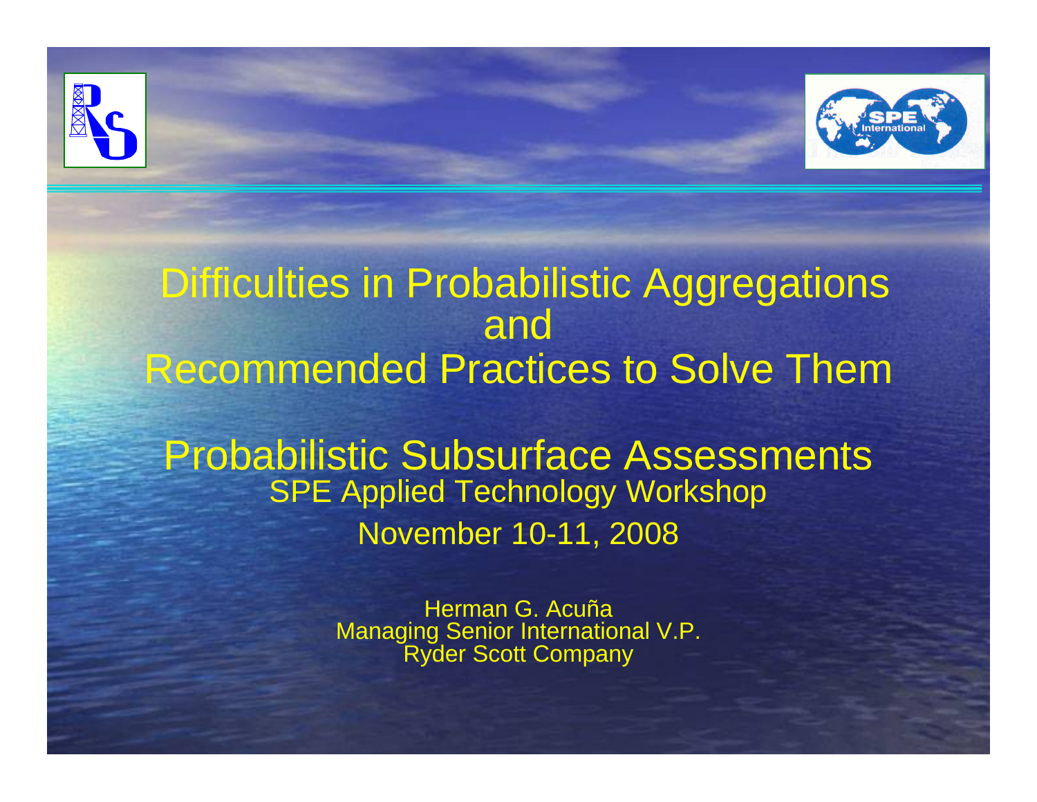# Difficulties in Probabilistic Aggregations and Recommended Practices to Solve Them

## Probabilistic Subsurface Assessments

SPE Applied Technology Workshop

November 10-11, 2008

Herman G. Acuña
Managing Senior International V.P.
Ryder Scott Company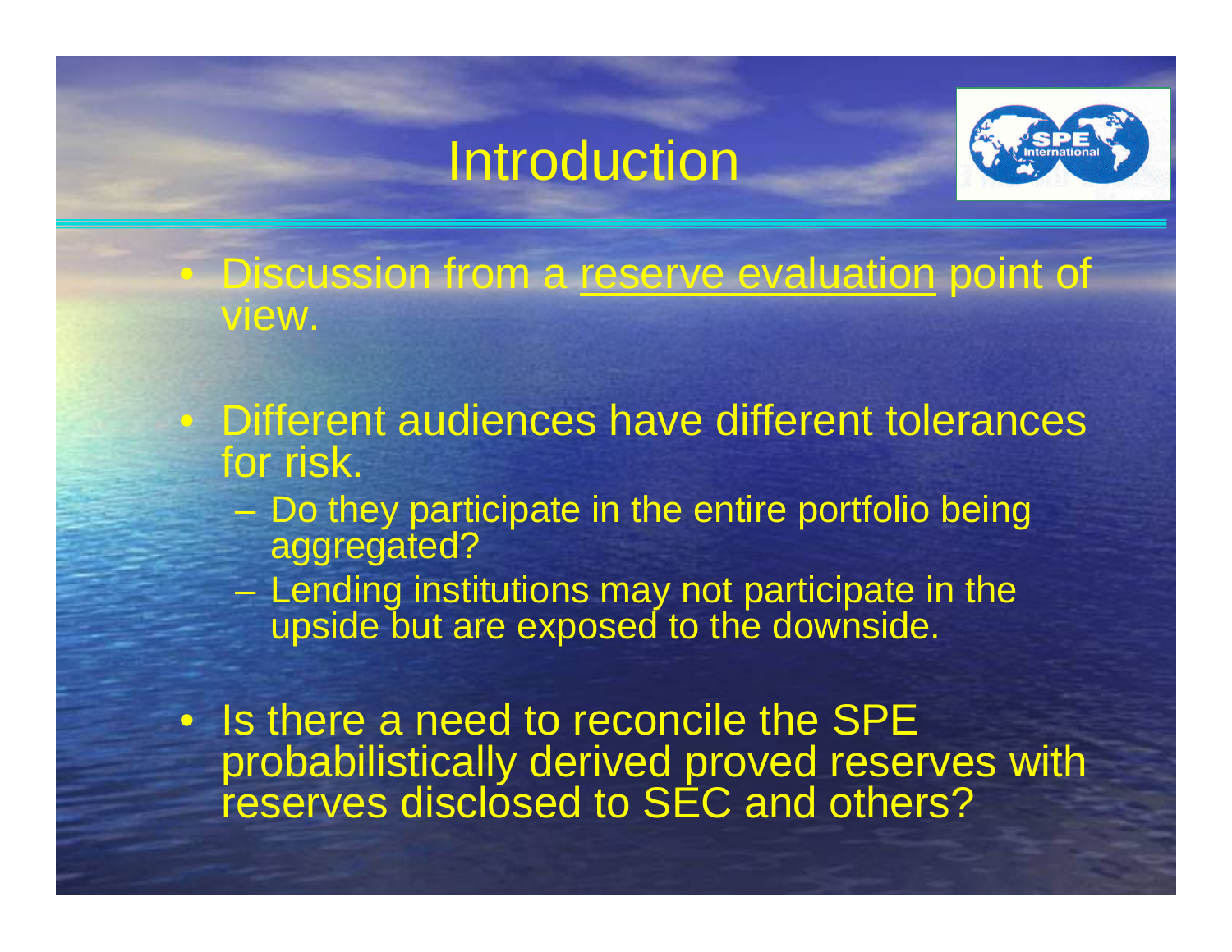# Introduction

- Discussion from a reserve evaluation point of view.
- Different audiences have different tolerances for risk.
  - Do they participate in the entire portfolio being aggregated?
  - Lending institutions may not participate in the upside but are exposed to the downside.
- Is there a need to reconcile the SPE probabilistically derived proved reserves with reserves disclosed to SEC and others?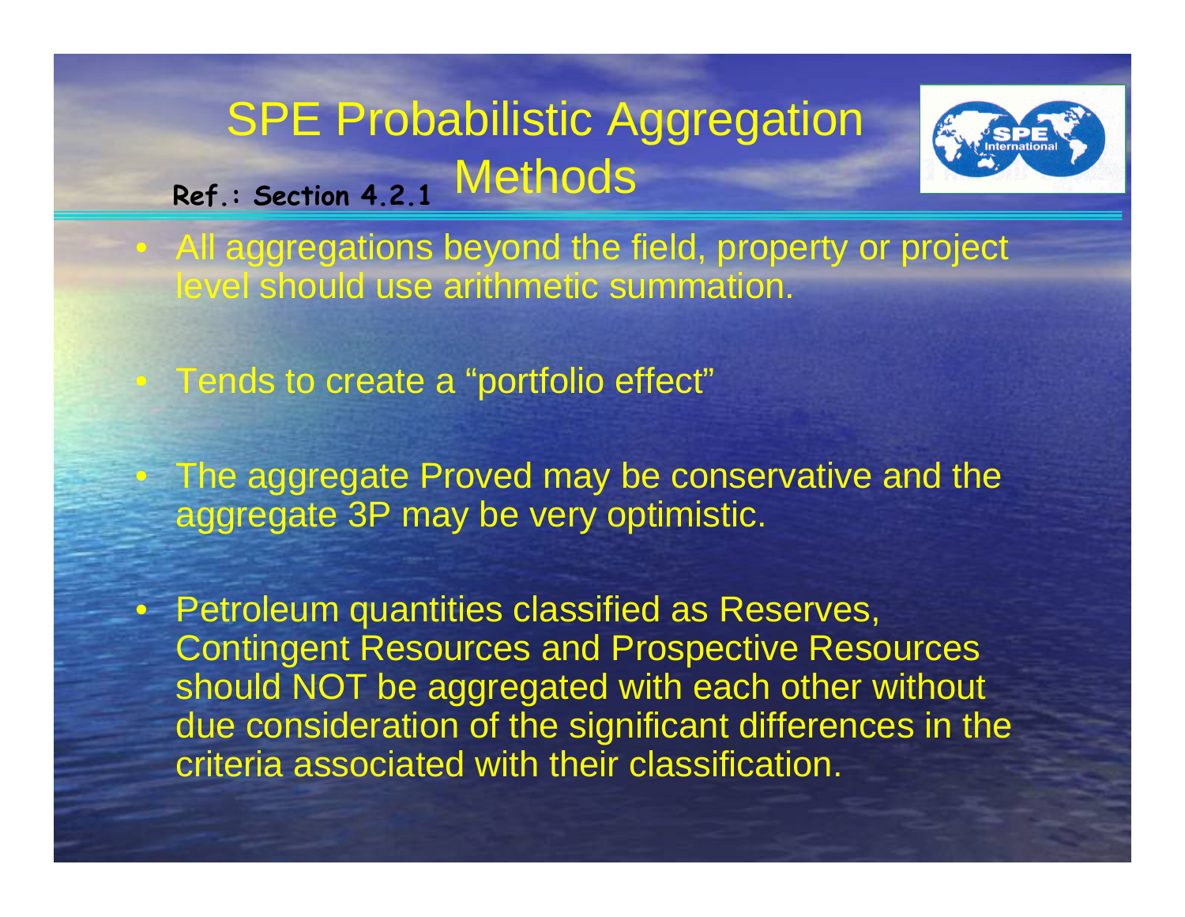# SPE Probabilistic Aggregation Methods

Ref.: Section 4.2.1

- All aggregations beyond the field, property or project level should use arithmetic summation.
- Tends to create a "portfolio effect"
- The aggregate Proved may be conservative and the aggregate 3P may be very optimistic.
- Petroleum quantities classified as Reserves, Contingent Resources and Prospective Resources should NOT be aggregated with each other without due consideration of the significant differences in the criteria associated with their classification.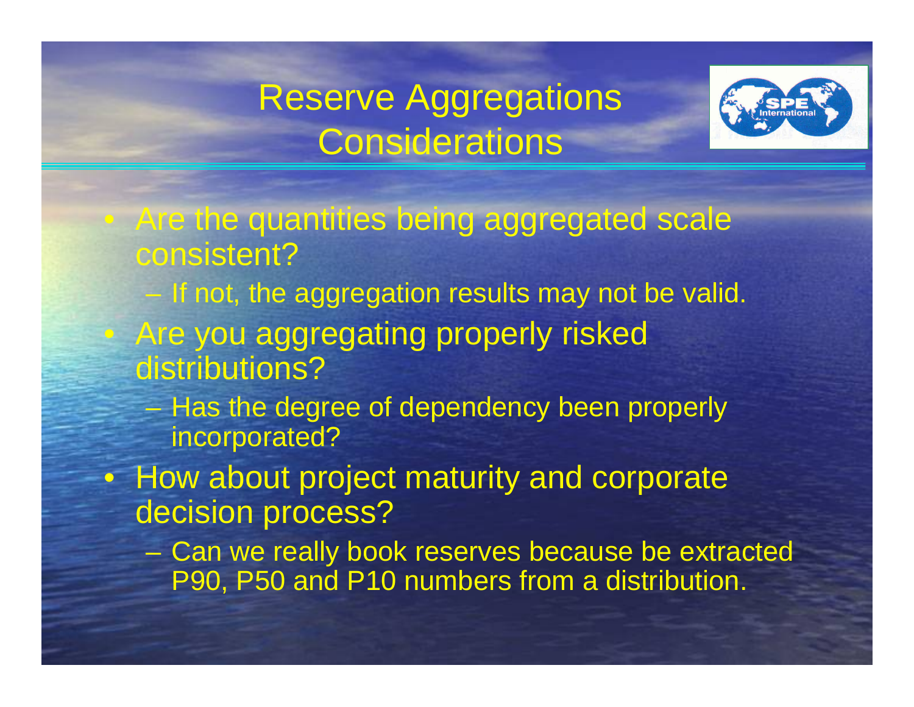# Reserve Aggregations Considerations

- Are the quantities being aggregated scale consistent?
  - If not, the aggregation results may not be valid.
- Are you aggregating properly risked distributions?
  - Has the degree of dependency been properly incorporated?
- How about project maturity and corporate decision process?
  - Can we really book reserves because be extracted P90, P50 and P10 numbers from a distribution.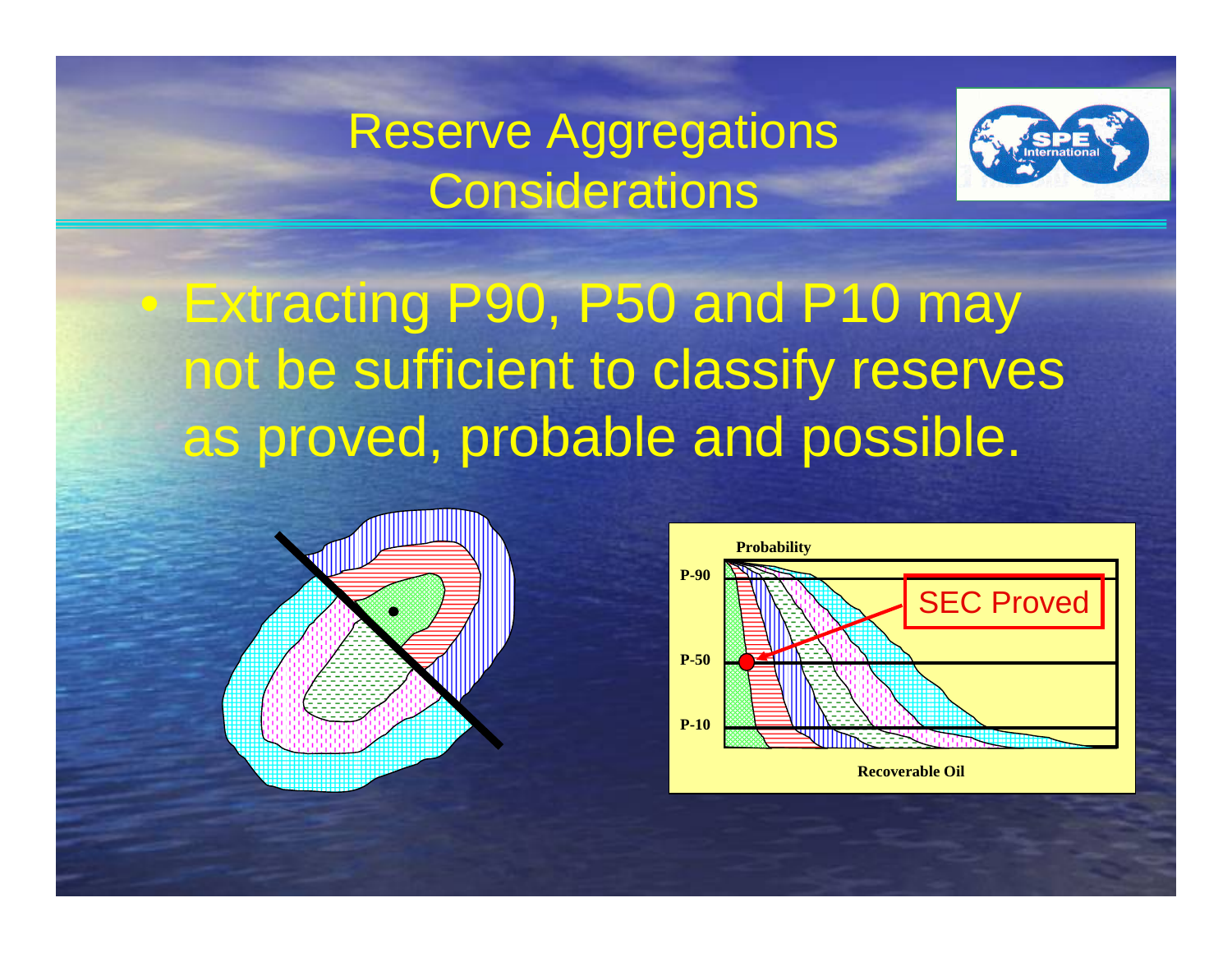# Reserve Aggregations Considerations

- Extracting P90, P50 and P10 may not be sufficient to classify reserves as proved, probable and possible.

Probability

P-90

P-50

P-10

SEC Proved

Recoverable Oil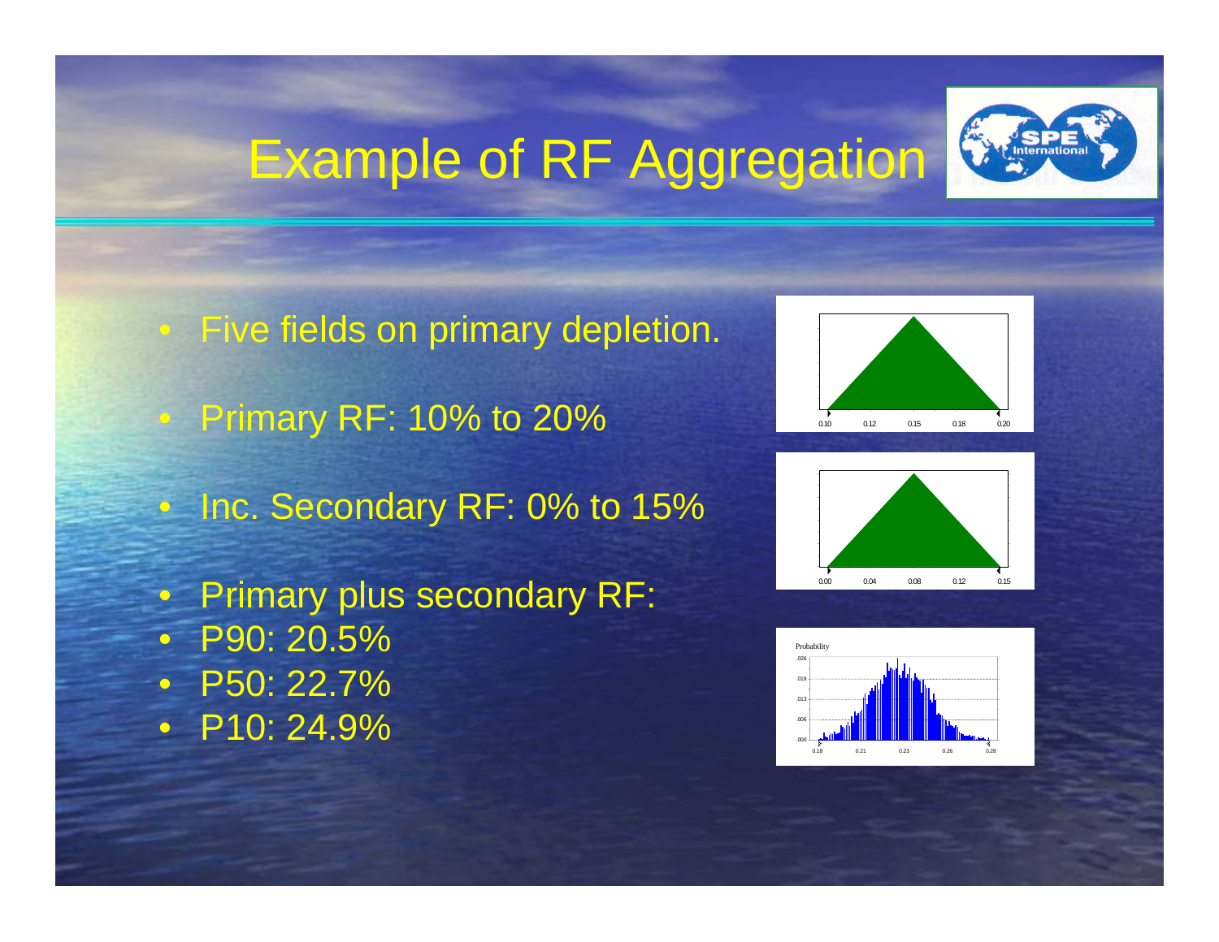# Example of RF Aggregation

- Five fields on primary depletion.
- Primary RF: 10% to 20%
- Inc. Secondary RF: 0% to 15%
- Primary plus secondary RF:
- P90: 20.5%
- P50: 22.7%
- P10: 24.9%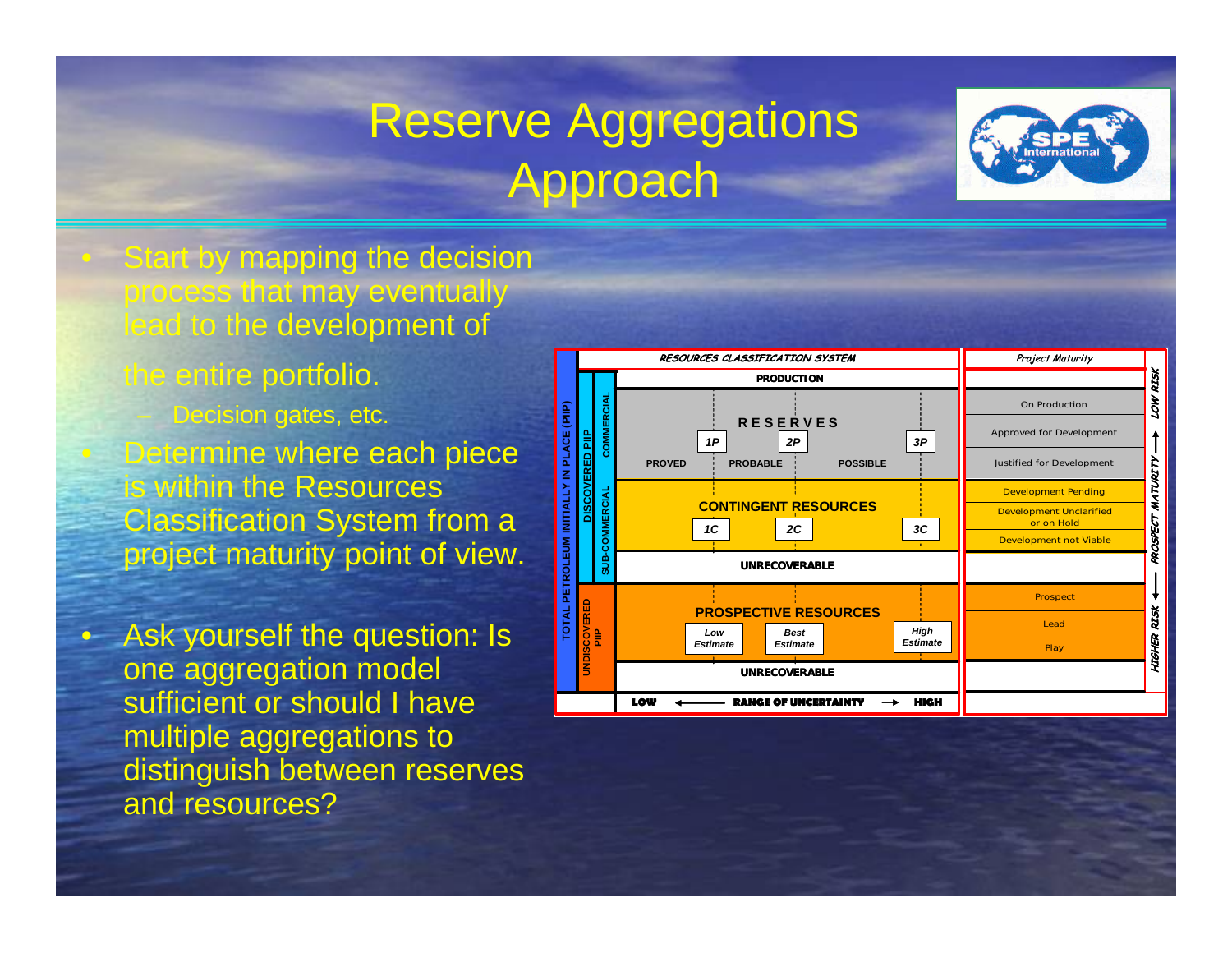# Reserve Aggregations Approach

- Start by mapping the decision process that may eventually lead to the development of the entire portfolio.
  - Decision gates, etc.
- Determine where each piece is within the Resources Classification System from a project maturity point of view.
- Ask yourself the question: Is one aggregation model sufficient or should I have multiple aggregations to distinguish between reserves and resources?

| RESOURCES CLASSIFICATION SYSTEM | | | | Project Maturity |
|---|---|---|---|---|
| TOTAL PETROLEUM INITIALLY IN PLACE (PIIP) | DISCOVERED PIIP | COMMERCIAL | PRODUCTION | |
| | | | RESERVES: 1P (PROVED), 2P (PROBABLE), 3P (POSSIBLE) | On Production; Approved for Development; Justified for Development |
| | | SUB-COMMERCIAL | CONTINGENT RESOURCES: 1C, 2C, 3C | Development Pending; Development Unclarified or on Hold; Development not Viable |
| | | | UNRECOVERABLE | |
| | UNDISCOVERED PIIP | | PROSPECTIVE RESOURCES: Low Estimate, Best Estimate, High Estimate | Prospect; Lead; Play |
| | | | UNRECOVERABLE | |
| | | | LOW ← RANGE OF UNCERTAINTY → HIGH | |

LOW RISK ← PROSPECT MATURITY → HIGHER RISK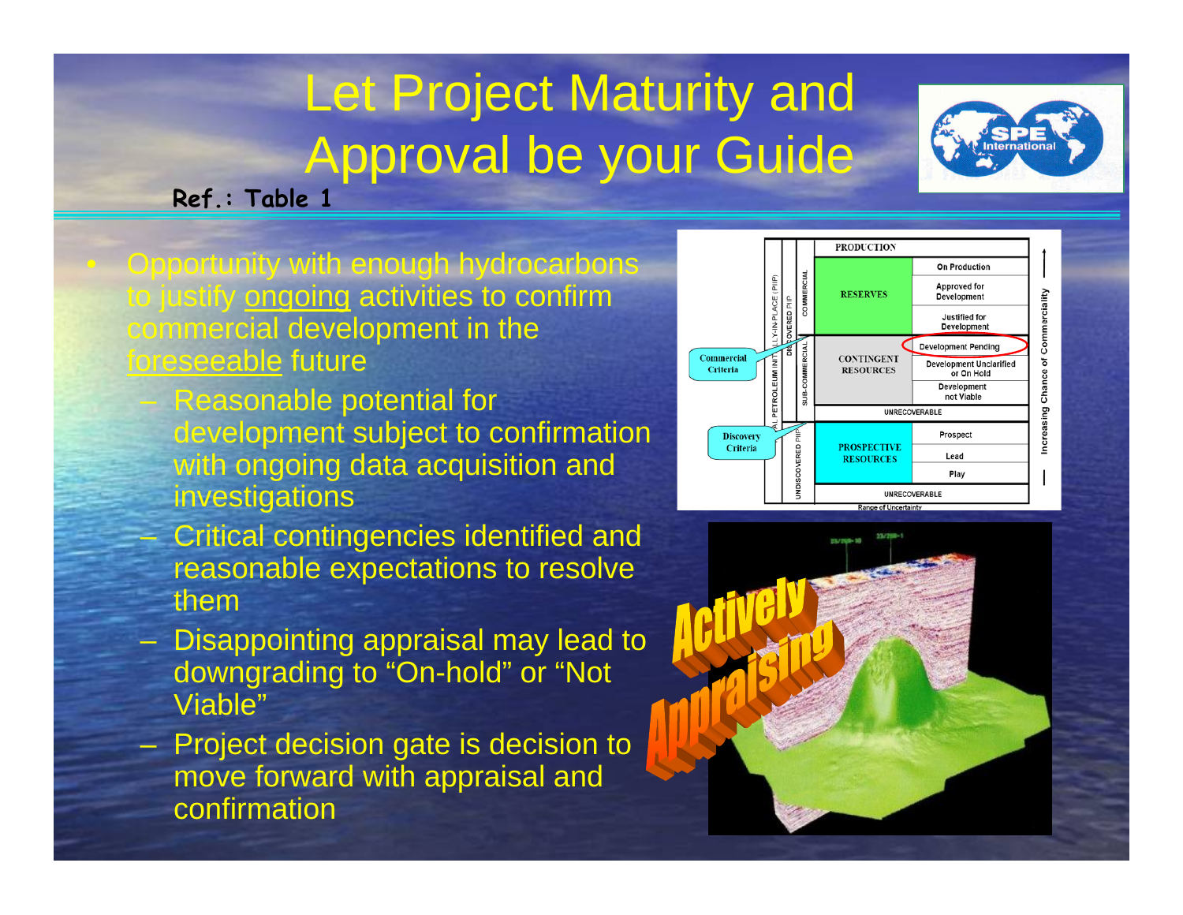# Let Project Maturity and Approval be your Guide

**Ref.: Table 1**

- Opportunity with enough hydrocarbons to justify ongoing activities to confirm commercial development in the foreseeable future
  - Reasonable potential for development subject to confirmation with ongoing data acquisition and investigations
  - Critical contingencies identified and reasonable expectations to resolve them
  - Disappointing appraisal may lead to downgrading to “On-hold” or “Not Viable”
  - Project decision gate is decision to move forward with appraisal and confirmation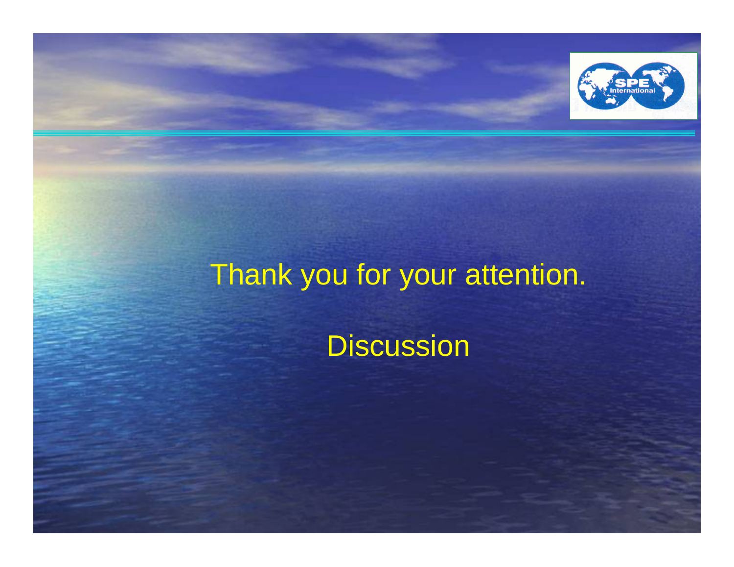Thank you for your attention.

Discussion